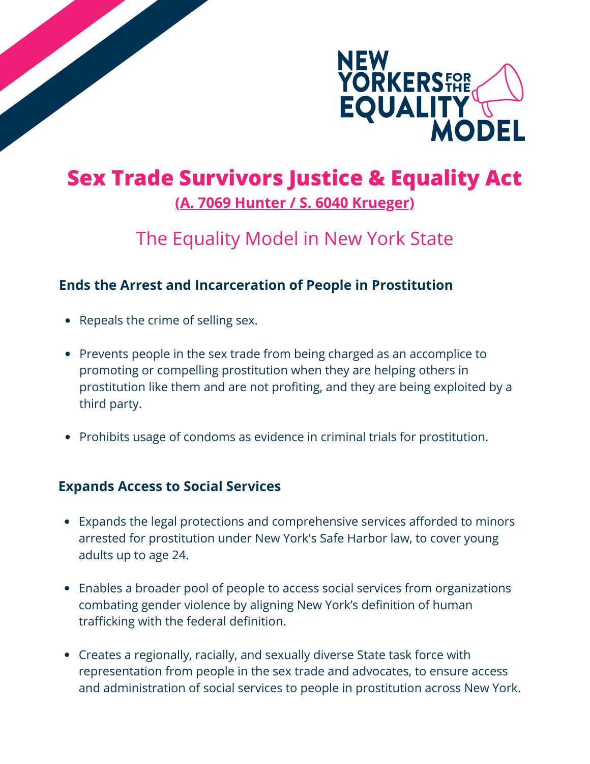NEW YORKERS FOR THE EQUALITY MODEL

# Sex Trade Survivors Justice & Equality Act

**(A. 7069 Hunter / S. 6040 Krueger)**

## The Equality Model in New York State

### Ends the Arrest and Incarceration of People in Prostitution

- Repeals the crime of selling sex.
- Prevents people in the sex trade from being charged as an accomplice to promoting or compelling prostitution when they are helping others in prostitution like them and are not profiting, and they are being exploited by a third party.
- Prohibits usage of condoms as evidence in criminal trials for prostitution.

### Expands Access to Social Services

- Expands the legal protections and comprehensive services afforded to minors arrested for prostitution under New York's Safe Harbor law, to cover young adults up to age 24.
- Enables a broader pool of people to access social services from organizations combating gender violence by aligning New York's definition of human trafficking with the federal definition.
- Creates a regionally, racially, and sexually diverse State task force with representation from people in the sex trade and advocates, to ensure access and administration of social services to people in prostitution across New York.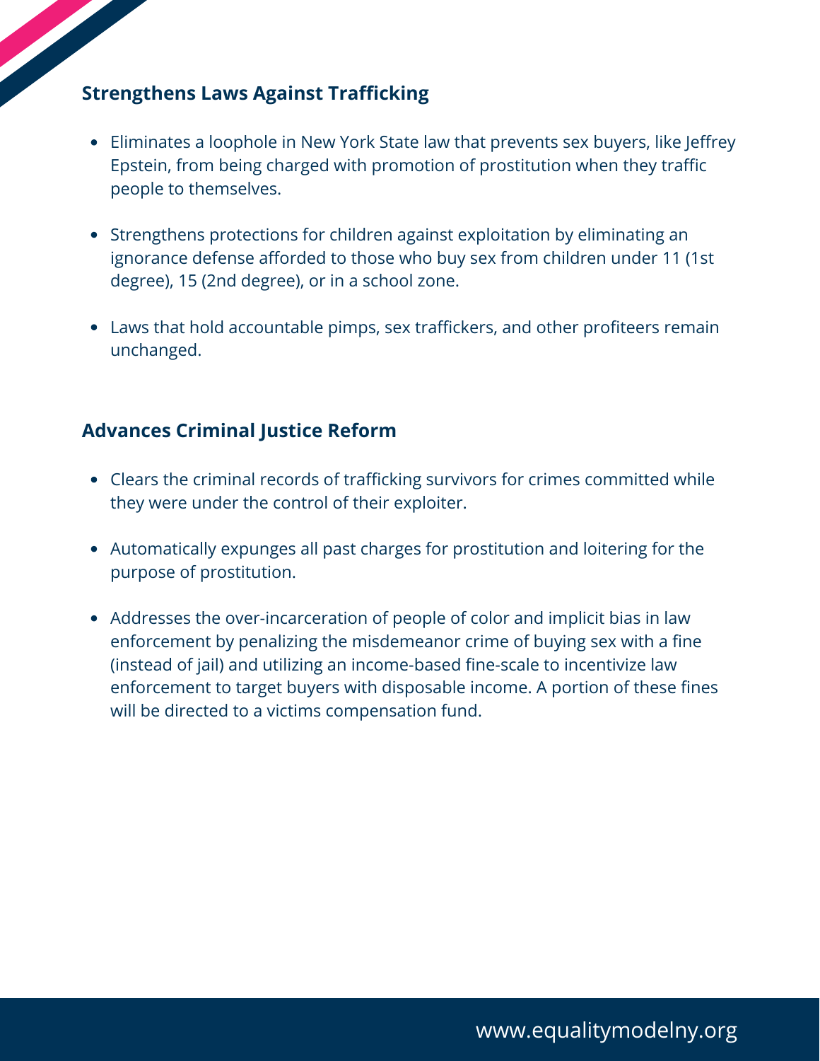## Strengthens Laws Against Trafficking

- Eliminates a loophole in New York State law that prevents sex buyers, like Jeffrey Epstein, from being charged with promotion of prostitution when they traffic people to themselves.
- Strengthens protections for children against exploitation by eliminating an ignorance defense afforded to those who buy sex from children under 11 (1st degree), 15 (2nd degree), or in a school zone.
- Laws that hold accountable pimps, sex traffickers, and other profiteers remain unchanged.

## Advances Criminal Justice Reform

- Clears the criminal records of trafficking survivors for crimes committed while they were under the control of their exploiter.
- Automatically expunges all past charges for prostitution and loitering for the purpose of prostitution.
- Addresses the over-incarceration of people of color and implicit bias in law enforcement by penalizing the misdemeanor crime of buying sex with a fine (instead of jail) and utilizing an income-based fine-scale to incentivize law enforcement to target buyers with disposable income. A portion of these fines will be directed to a victims compensation fund.

www.equalitymodelny.org